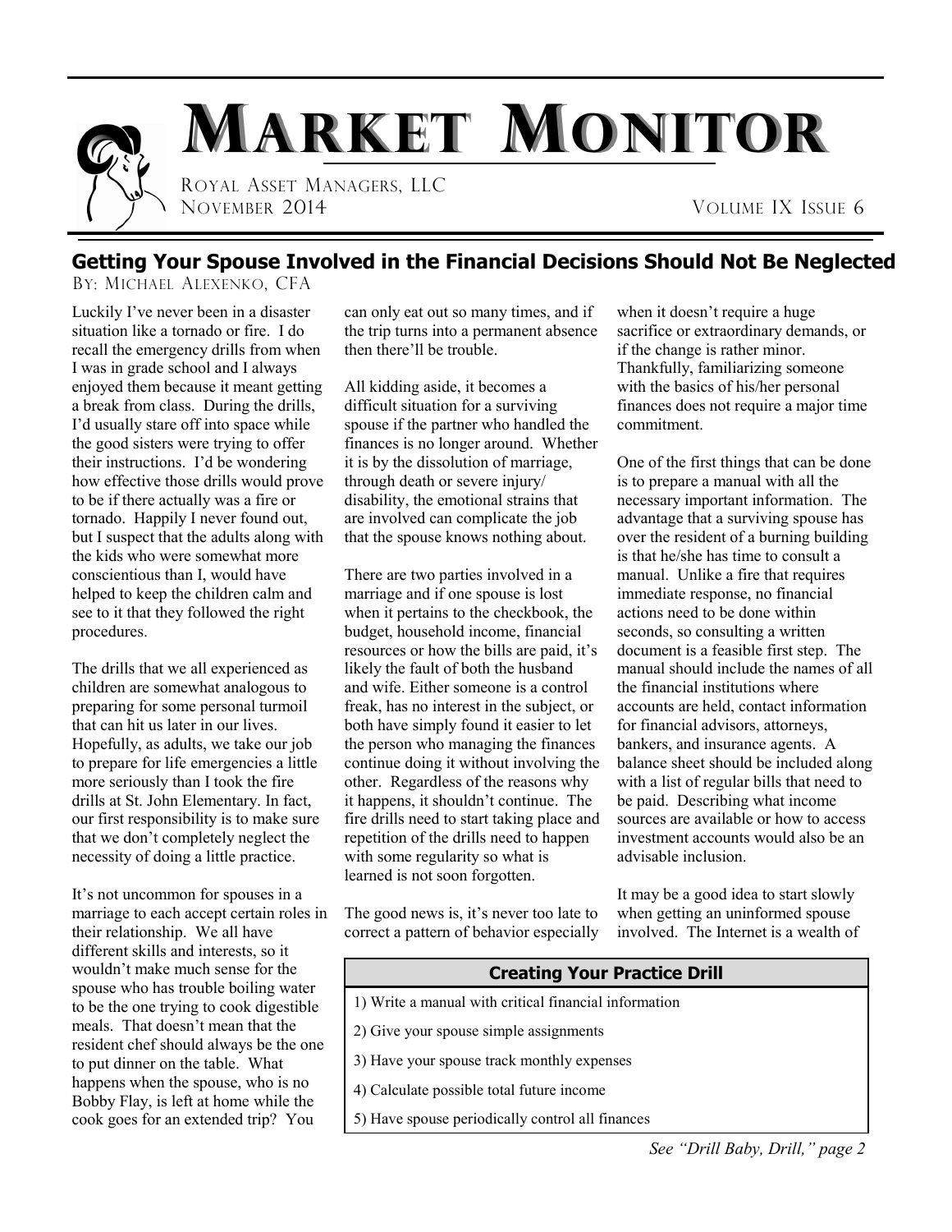# MARKET MONITOR

ROYAL ASSET MANAGERS, LLC
NOVEMBER 2014 VOLUME IX ISSUE 6

## Getting Your Spouse Involved in the Financial Decisions Should Not Be Neglected

BY: MICHAEL ALEXENKO, CFA

Luckily I've never been in a disaster situation like a tornado or fire. I do recall the emergency drills from when I was in grade school and I always enjoyed them because it meant getting a break from class. During the drills, I'd usually stare off into space while the good sisters were trying to offer their instructions. I'd be wondering how effective those drills would prove to be if there actually was a fire or tornado. Happily I never found out, but I suspect that the adults along with the kids who were somewhat more conscientious than I, would have helped to keep the children calm and see to it that they followed the right procedures.

The drills that we all experienced as children are somewhat analogous to preparing for some personal turmoil that can hit us later in our lives. Hopefully, as adults, we take our job to prepare for life emergencies a little more seriously than I took the fire drills at St. John Elementary. In fact, our first responsibility is to make sure that we don't completely neglect the necessity of doing a little practice.

It's not uncommon for spouses in a marriage to each accept certain roles in their relationship. We all have different skills and interests, so it wouldn't make much sense for the spouse who has trouble boiling water to be the one trying to cook digestible meals. That doesn't mean that the resident chef should always be the one to put dinner on the table. What happens when the spouse, who is no Bobby Flay, is left at home while the cook goes for an extended trip? You can only eat out so many times, and if the trip turns into a permanent absence then there'll be trouble.

All kidding aside, it becomes a difficult situation for a surviving spouse if the partner who handled the finances is no longer around. Whether it is by the dissolution of marriage, through death or severe injury/ disability, the emotional strains that are involved can complicate the job that the spouse knows nothing about.

There are two parties involved in a marriage and if one spouse is lost when it pertains to the checkbook, the budget, household income, financial resources or how the bills are paid, it's likely the fault of both the husband and wife. Either someone is a control freak, has no interest in the subject, or both have simply found it easier to let the person who managing the finances continue doing it without involving the other. Regardless of the reasons why it happens, it shouldn't continue. The fire drills need to start taking place and repetition of the drills need to happen with some regularity so what is learned is not soon forgotten.

The good news is, it's never too late to correct a pattern of behavior especially when it doesn't require a huge sacrifice or extraordinary demands, or if the change is rather minor. Thankfully, familiarizing someone with the basics of his/her personal finances does not require a major time commitment.

One of the first things that can be done is to prepare a manual with all the necessary important information. The advantage that a surviving spouse has over the resident of a burning building is that he/she has time to consult a manual. Unlike a fire that requires immediate response, no financial actions need to be done within seconds, so consulting a written document is a feasible first step. The manual should include the names of all the financial institutions where accounts are held, contact information for financial advisors, attorneys, bankers, and insurance agents. A balance sheet should be included along with a list of regular bills that need to be paid. Describing what income sources are available or how to access investment accounts would also be an advisable inclusion.

It may be a good idea to start slowly when getting an uninformed spouse involved. The Internet is a wealth of

| Creating Your Practice Drill |
| --- |
| 1) Write a manual with critical financial information |
| 2) Give your spouse simple assignments |
| 3) Have your spouse track monthly expenses |
| 4) Calculate possible total future income |
| 5) Have spouse periodically control all finances |

*See "Drill Baby, Drill," page 2*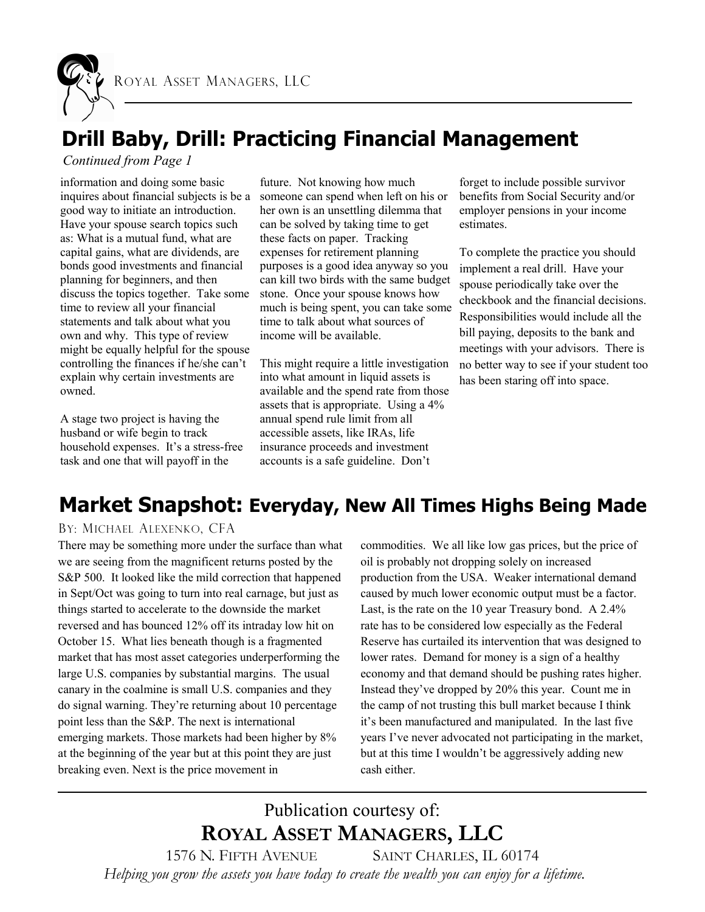# Drill Baby, Drill: Practicing Financial Management

*Continued from Page 1*

information and doing some basic inquires about financial subjects is be a good way to initiate an introduction. Have your spouse search topics such as: What is a mutual fund, what are capital gains, what are dividends, are bonds good investments and financial planning for beginners, and then discuss the topics together. Take some time to review all your financial statements and talk about what you own and why. This type of review might be equally helpful for the spouse controlling the finances if he/she can't explain why certain investments are owned.

A stage two project is having the husband or wife begin to track household expenses. It's a stress-free task and one that will payoff in the future. Not knowing how much someone can spend when left on his or her own is an unsettling dilemma that can be solved by taking time to get these facts on paper. Tracking expenses for retirement planning purposes is a good idea anyway so you can kill two birds with the same budget stone. Once your spouse knows how much is being spent, you can take some time to talk about what sources of income will be available.

This might require a little investigation into what amount in liquid assets is available and the spend rate from those assets that is appropriate. Using a 4% annual spend rule limit from all accessible assets, like IRAs, life insurance proceeds and investment accounts is a safe guideline. Don't forget to include possible survivor benefits from Social Security and/or employer pensions in your income estimates.

To complete the practice you should implement a real drill. Have your spouse periodically take over the checkbook and the financial decisions. Responsibilities would include all the bill paying, deposits to the bank and meetings with your advisors. There is no better way to see if your student too has been staring off into space.

# Market Snapshot: Everyday, New All Times Highs Being Made

BY: MICHAEL ALEXENKO, CFA

There may be something more under the surface than what we are seeing from the magnificent returns posted by the S&P 500. It looked like the mild correction that happened in Sept/Oct was going to turn into real carnage, but just as things started to accelerate to the downside the market reversed and has bounced 12% off its intraday low hit on October 15. What lies beneath though is a fragmented market that has most asset categories underperforming the large U.S. companies by substantial margins. The usual canary in the coalmine is small U.S. companies and they do signal warning. They're returning about 10 percentage point less than the S&P. The next is international emerging markets. Those markets had been higher by 8% at the beginning of the year but at this point they are just breaking even. Next is the price movement in commodities. We all like low gas prices, but the price of oil is probably not dropping solely on increased production from the USA. Weaker international demand caused by much lower economic output must be a factor. Last, is the rate on the 10 year Treasury bond. A 2.4% rate has to be considered low especially as the Federal Reserve has curtailed its intervention that was designed to lower rates. Demand for money is a sign of a healthy economy and that demand should be pushing rates higher. Instead they've dropped by 20% this year. Count me in the camp of not trusting this bull market because I think it's been manufactured and manipulated. In the last five years I've never advocated not participating in the market, but at this time I wouldn't be aggressively adding new cash either.

---

Publication courtesy of:

**ROYAL ASSET MANAGERS, LLC**

1576 N. FIFTH AVENUE SAINT CHARLES, IL 60174

*Helping you grow the assets you have today to create the wealth you can enjoy for a lifetime.*